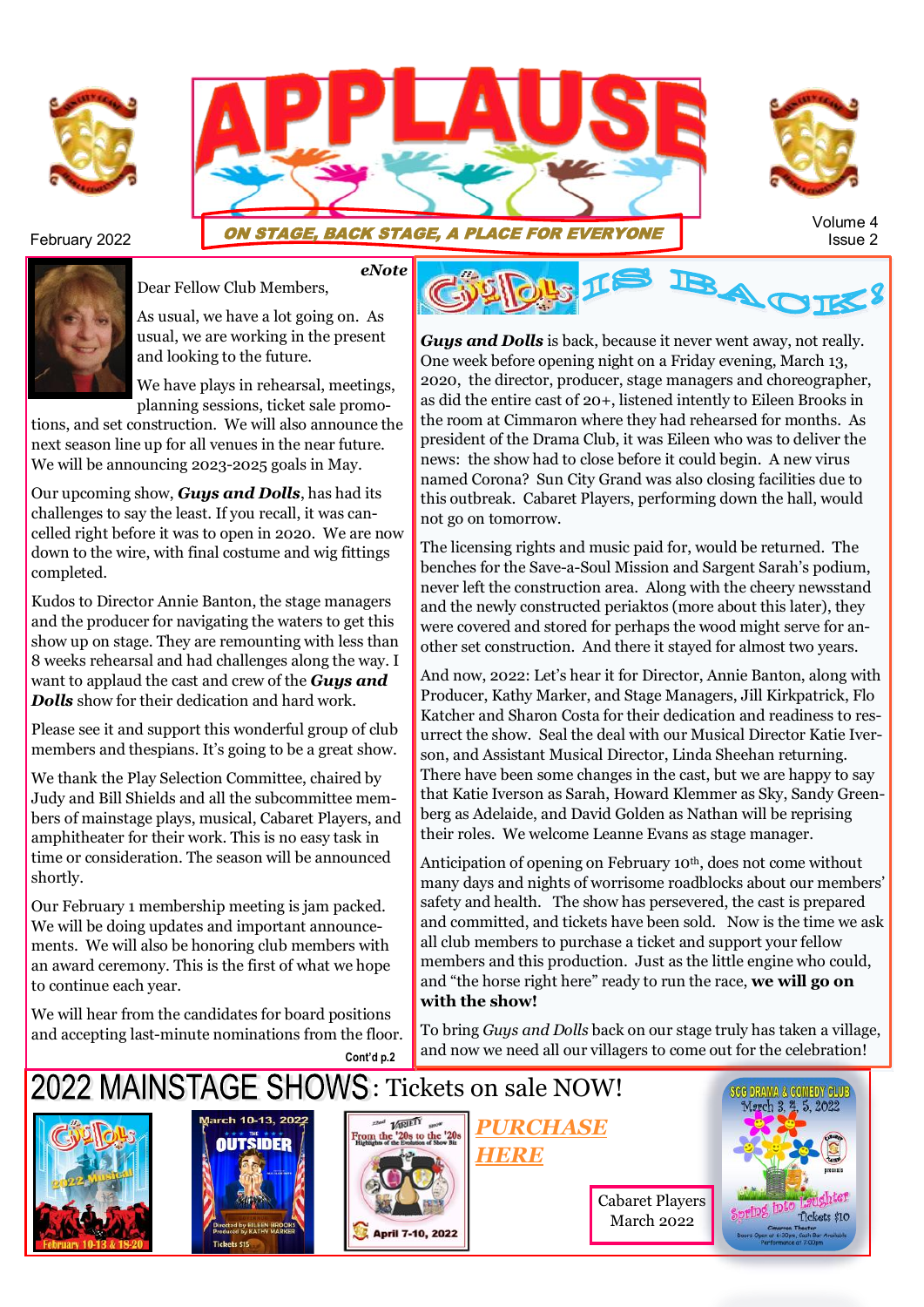# APPLAUSE

**ON STAGE, BACK STAGE, A PLACE FOR EVERYONE**

February 2022

Volume 4
Issue 2

## eNote

Dear Fellow Club Members,

As usual, we have a lot going on. As usual, we are working in the present and looking to the future.

We have plays in rehearsal, meetings, planning sessions, ticket sale promotions, and set construction. We will also announce the next season line up for all venues in the near future. We will be announcing 2023-2025 goals in May.

Our upcoming show, ***Guys and Dolls***, has had its challenges to say the least. If you recall, it was cancelled right before it was to open in 2020. We are now down to the wire, with final costume and wig fittings completed.

Kudos to Director Annie Banton, the stage managers and the producer for navigating the waters to get this show up on stage. They are remounting with less than 8 weeks rehearsal and had challenges along the way. I want to applaud the cast and crew of the ***Guys and Dolls*** show for their dedication and hard work.

Please see it and support this wonderful group of club members and thespians. It's going to be a great show.

We thank the Play Selection Committee, chaired by Judy and Bill Shields and all the subcommittee members of mainstage plays, musical, Cabaret Players, and amphitheater for their work. This is no easy task in time or consideration. The season will be announced shortly.

Our February 1 membership meeting is jam packed. We will be doing updates and important announcements. We will also be honoring club members with an award ceremony. This is the first of what we hope to continue each year.

We will hear from the candidates for board positions and accepting last-minute nominations from the floor.

**Cont'd p.2**

## Guys and Dolls IS BACK!

***Guys and Dolls*** is back, because it never went away, not really. One week before opening night on a Friday evening, March 13, 2020, the director, producer, stage managers and choreographer, as did the entire cast of 20+, listened intently to Eileen Brooks in the room at Cimmaron where they had rehearsed for months. As president of the Drama Club, it was Eileen who was to deliver the news: the show had to close before it could begin. A new virus named Corona? Sun City Grand was also closing facilities due to this outbreak. Cabaret Players, performing down the hall, would not go on tomorrow.

The licensing rights and music paid for, would be returned. The benches for the Save-a-Soul Mission and Sargent Sarah's podium, never left the construction area. Along with the cheery newsstand and the newly constructed periaktos (more about this later), they were covered and stored for perhaps the wood might serve for another set construction. And there it stayed for almost two years.

And now, 2022: Let's hear it for Director, Annie Banton, along with Producer, Kathy Marker, and Stage Managers, Jill Kirkpatrick, Flo Katcher and Sharon Costa for their dedication and readiness to resurrect the show. Seal the deal with our Musical Director Katie Iverson, and Assistant Musical Director, Linda Sheehan returning. There have been some changes in the cast, but we are happy to say that Katie Iverson as Sarah, Howard Klemmer as Sky, Sandy Greenberg as Adelaide, and David Golden as Nathan will be reprising their roles. We welcome Leanne Evans as stage manager.

Anticipation of opening on February 10th, does not come without many days and nights of worrisome roadblocks about our members' safety and health. The show has persevered, the cast is prepared and committed, and tickets have been sold. Now is the time we ask all club members to purchase a ticket and support your fellow members and this production. Just as the little engine who could, and "the horse right here" ready to run the race, **we will go on with the show!**

To bring *Guys and Dolls* back on our stage truly has taken a village, and now we need all our villagers to come out for the celebration!

## 2022 MAINSTAGE SHOWS: Tickets on sale NOW!

***PURCHASE HERE***

Cabaret Players
March 2022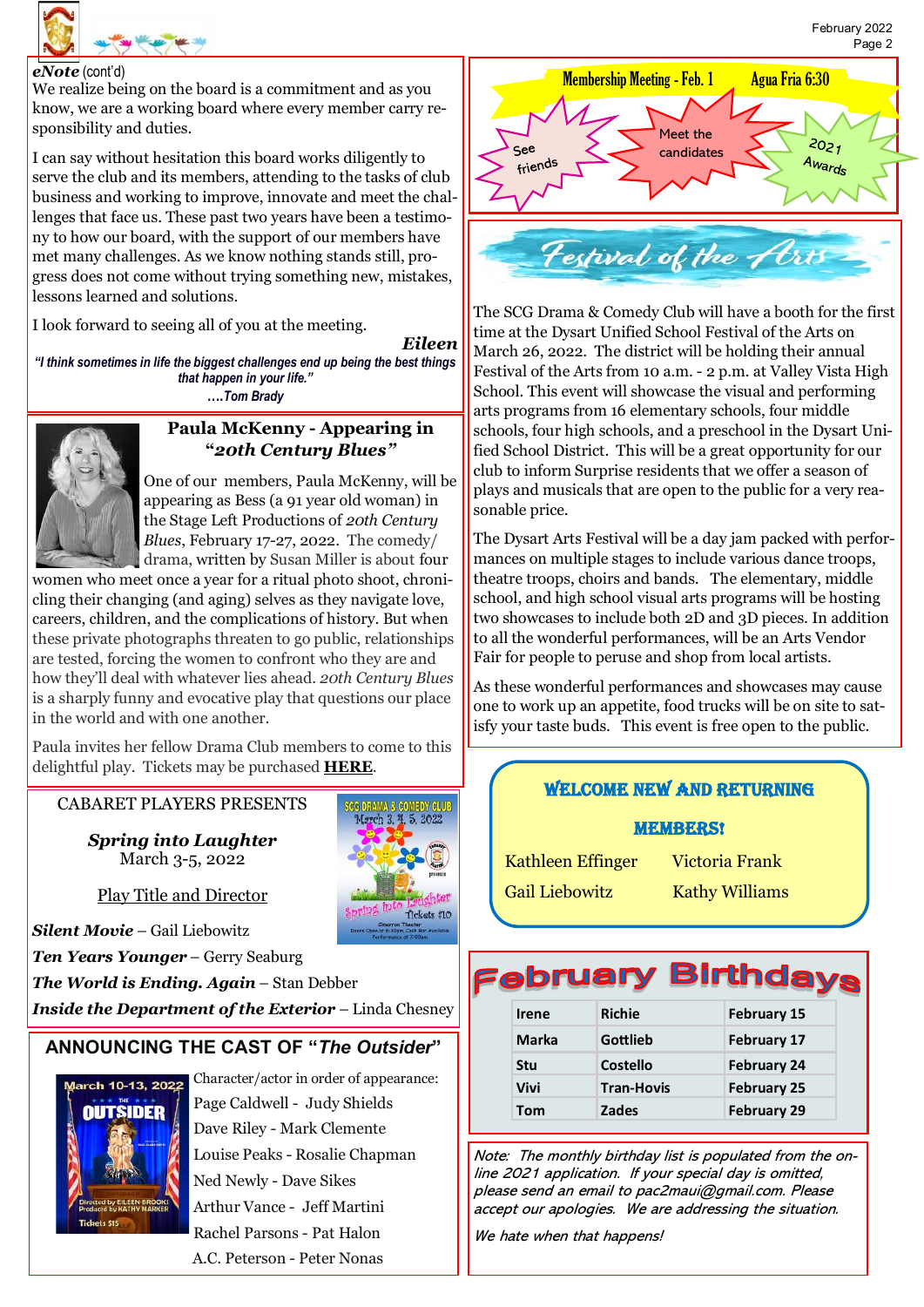**eNote** (cont'd)

We realize being on the board is a commitment and as you know, we are a working board where every member carry responsibility and duties.

I can say without hesitation this board works diligently to serve the club and its members, attending to the tasks of club business and working to improve, innovate and meet the challenges that face us. These past two years have been a testimony to how our board, with the support of our members have met many challenges. As we know nothing stands still, progress does not come without trying something new, mistakes, lessons learned and solutions.

I look forward to seeing all of you at the meeting.

***Eileen***

*"I think sometimes in life the biggest challenges end up being the best things that happen in your life."*
*....Tom Brady*

## Paula McKenny - Appearing in "*20th Century Blues*"

One of our members, Paula McKenny, will be appearing as Bess (a 91 year old woman) in the Stage Left Productions of *20th Century Blues*, February 17-27, 2022. The comedy/drama, written by Susan Miller is about four women who meet once a year for a ritual photo shoot, chronicling their changing (and aging) selves as they navigate love, careers, children, and the complications of history. But when these private photographs threaten to go public, relationships are tested, forcing the women to confront who they are and how they'll deal with whatever lies ahead. *20th Century Blues* is a sharply funny and evocative play that questions our place in the world and with one another.

Paula invites her fellow Drama Club members to come to this delightful play. Tickets may be purchased **HERE**.

CABARET PLAYERS PRESENTS

***Spring into Laughter***
March 3-5, 2022

Play Title and Director

***Silent Movie*** – Gail Liebowitz
***Ten Years Younger*** – Gerry Seaburg
***The World is Ending. Again*** – Stan Debber
***Inside the Department of the Exterior*** – Linda Chesney

SCG DRAMA & COMEDY CLUB March 3, 4, 5, 2022 presents Spring into Laughter Tickets $10 Chaparral Theater Doors Open at 6:30pm, Cash Bar Available Performances at 7:00pm

## ANNOUNCING THE CAST OF "*The Outsider*"

March 10-13, 2022 THE OUTSIDER Directed by EILEEN BROOKS Produced by KATHY MARKER Tickets $15

Character/actor in order of appearance:

Page Caldwell - Judy Shields
Dave Riley - Mark Clemente
Louise Peaks - Rosalie Chapman
Ned Newly - Dave Sikes
Arthur Vance - Jeff Martini
Rachel Parsons - Pat Halon
A.C. Peterson - Peter Nonas

**Membership Meeting - Feb. 1** **Agua Fria 6:30**

See friends — Meet the candidates — 2021 Awards

## Festival of the Arts

The SCG Drama & Comedy Club will have a booth for the first time at the Dysart Unified School Festival of the Arts on March 26, 2022. The district will be holding their annual Festival of the Arts from 10 a.m. - 2 p.m. at Valley Vista High School. This event will showcase the visual and performing arts programs from 16 elementary schools, four middle schools, four high schools, and a preschool in the Dysart Unified School District. This will be a great opportunity for our club to inform Surprise residents that we offer a season of plays and musicals that are open to the public for a very reasonable price.

The Dysart Arts Festival will be a day jam packed with performances on multiple stages to include various dance troops, theatre troops, choirs and bands. The elementary, middle school, and high school visual arts programs will be hosting two showcases to include both 2D and 3D pieces. In addition to all the wonderful performances, will be an Arts Vendor Fair for people to peruse and shop from local artists.

As these wonderful performances and showcases may cause one to work up an appetite, food trucks will be on site to satisfy your taste buds. This event is free open to the public.

## WELCOME NEW AND RETURNING MEMBERS!

Kathleen Effinger
Victoria Frank
Gail Liebowitz
Kathy Williams

## February Birthdays

| | | |
|---|---|---|
| Irene | Richie | February 15 |
| Marka | Gottlieb | February 17 |
| Stu | Costello | February 24 |
| Vivi | Tran-Hovis | February 25 |
| Tom | Zades | February 29 |

*Note: The monthly birthday list is populated from the online 2021 application. If your special day is omitted, please send an email to pac2maui@gmail.com. Please accept our apologies. We are addressing the situation.*

*We hate when that happens!*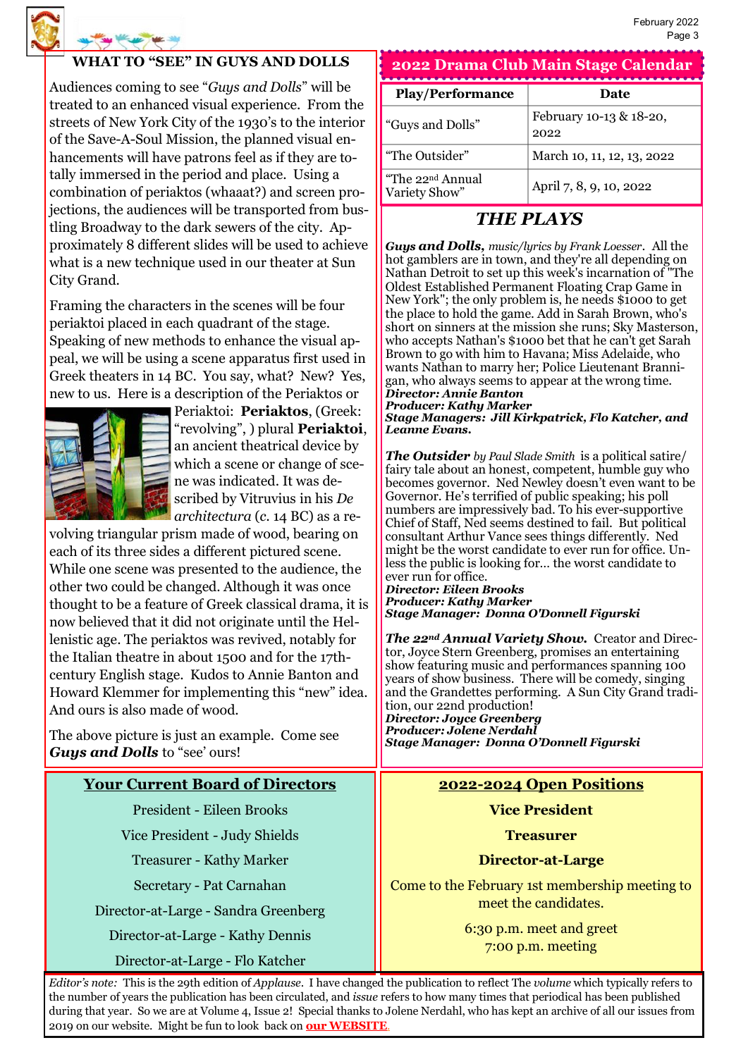## WHAT TO "SEE" IN GUYS AND DOLLS

Audiences coming to see "*Guys and Dolls*" will be treated to an enhanced visual experience. From the streets of New York City of the 1930's to the interior of the Save-A-Soul Mission, the planned visual enhancements will have patrons feel as if they are totally immersed in the period and place. Using a combination of periaktos (whaaat?) and screen projections, the audiences will be transported from bustling Broadway to the dark sewers of the city. Approximately 8 different slides will be used to achieve what is a new technique used in our theater at Sun City Grand.

Framing the characters in the scenes will be four periaktoi placed in each quadrant of the stage. Speaking of new methods to enhance the visual appeal, we will be using a scene apparatus first used in Greek theaters in 14 BC. You say, what? New? Yes, new to us. Here is a description of the Periaktos or Periaktoi: **Periaktos**, (Greek: "revolving", ) plural **Periaktoi**, an ancient theatrical device by which a scene or change of scene was indicated. It was described by Vitruvius in his *De architectura* (*c.* 14 BC) as a revolving triangular prism made of wood, bearing on each of its three sides a different pictured scene. While one scene was presented to the audience, the other two could be changed. Although it was once thought to be a feature of Greek classical drama, it is now believed that it did not originate until the Hellenistic age. The periaktos was revived, notably for the Italian theatre in about 1500 and for the 17th-century English stage. Kudos to Annie Banton and Howard Klemmer for implementing this "new" idea. And ours is also made of wood.

The above picture is just an example. Come see ***Guys and Dolls*** to "see' ours!

## 2022 Drama Club Main Stage Calendar

| Play/Performance | Date |
|---|---|
| "Guys and Dolls" | February 10-13 & 18-20, 2022 |
| "The Outsider" | March 10, 11, 12, 13, 2022 |
| "The 22nd Annual Variety Show" | April 7, 8, 9, 10, 2022 |

## *THE PLAYS*

***Guys and Dolls,*** *music/lyrics by Frank Loesser*. All the hot gamblers are in town, and they're all depending on Nathan Detroit to set up this week's incarnation of "The Oldest Established Permanent Floating Crap Game in New York"; the only problem is, he needs $1000 to get the place to hold the game. Add in Sarah Brown, who's short on sinners at the mission she runs; Sky Masterson, who accepts Nathan's $1000 bet that he can't get Sarah Brown to go with him to Havana; Miss Adelaide, who wants Nathan to marry her; Police Lieutenant Brannigan, who always seems to appear at the wrong time.
***Director: Annie Banton***
***Producer: Kathy Marker***
***Stage Managers: Jill Kirkpatrick, Flo Katcher, and Leanne Evans.***

***The Outsider*** *by Paul Slade Smith* is a political satire/ fairy tale about an honest, competent, humble guy who becomes governor. Ned Newley doesn't even want to be Governor. He's terrified of public speaking; his poll numbers are impressively bad. To his ever-supportive Chief of Staff, Ned seems destined to fail. But political consultant Arthur Vance sees things differently. Ned might be the worst candidate to ever run for office. Unless the public is looking for... the worst candidate to ever run for office.
***Director: Eileen Brooks***
***Producer: Kathy Marker***
***Stage Manager: Donna O'Donnell Figurski***

***The 22nd Annual Variety Show.*** Creator and Director, Joyce Stern Greenberg, promises an entertaining show featuring music and performances spanning 100 years of show business. There will be comedy, singing and the Grandettes performing. A Sun City Grand tradition, our 22nd production!
***Director: Joyce Greenberg***
***Producer: Jolene Nerdahl***
***Stage Manager: Donna O'Donnell Figurski***

## Your Current Board of Directors

President - Eileen Brooks

Vice President - Judy Shields

Treasurer - Kathy Marker

Secretary - Pat Carnahan

Director-at-Large - Sandra Greenberg

Director-at-Large - Kathy Dennis

Director-at-Large - Flo Katcher

## 2022-2024 Open Positions

**Vice President**

**Treasurer**

**Director-at-Large**

Come to the February 1st membership meeting to meet the candidates.

6:30 p.m. meet and greet
7:00 p.m. meeting

*Editor's note:* This is the 29th edition of *Applause*. I have changed the publication to reflect The *volume* which typically refers to the number of years the publication has been circulated, and *issue* refers to how many times that periodical has been published during that year. So we are at Volume 4, Issue 2! Special thanks to Jolene Nerdahl, who has kept an archive of all our issues from 2019 on our website. Might be fun to look back on **our WEBSITE**.